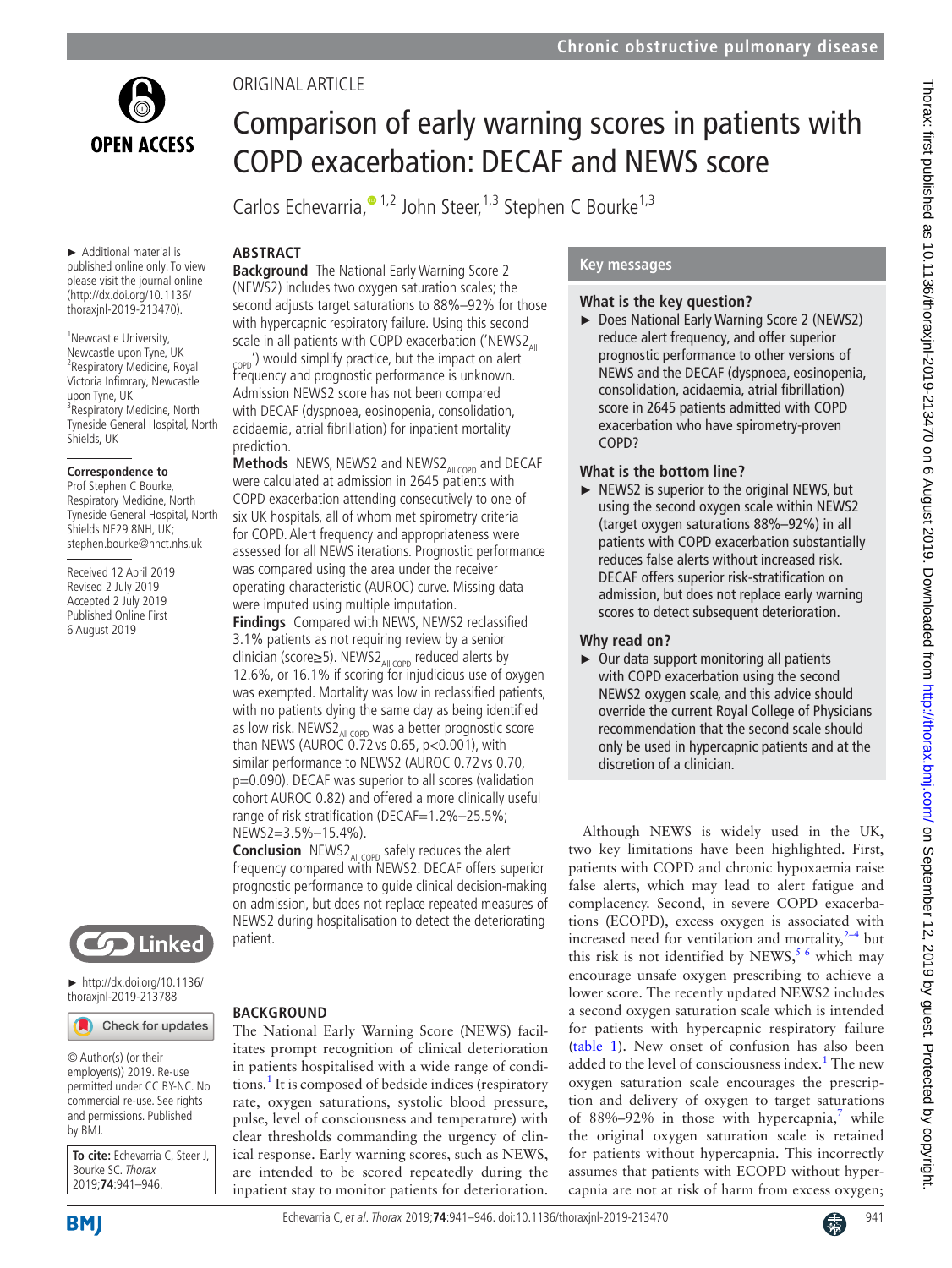ORIGINAL ARTICLE

# Comparison of early warning scores in patients with COPD exacerbation: DECAF and NEWS score

Carlos Echevarria,[1,2] John Steer,[1,3] Stephen C Bourke[1,3]

► Additional material is published online only. To view please visit the journal online (http://dx.doi.org/10.1136/thoraxjnl-2019-213470).

[1]Newcastle University, Newcastle upon Tyne, UK
[2]Respiratory Medicine, Royal Victoria Infirmary, Newcastle upon Tyne, UK
[3]Respiratory Medicine, North Tyneside General Hospital, North Shields, UK

**Correspondence to**
Prof Stephen C Bourke, Respiratory Medicine, North Tyneside General Hospital, North Shields NE29 8NH, UK; stephen.bourke@nhct.nhs.uk

Received 12 April 2019
Revised 2 July 2019
Accepted 2 July 2019
Published Online First 6 August 2019

► http://dx.doi.org/10.1136/thoraxjnl-2019-213788

© Author(s) (or their employer(s)) 2019. Re-use permitted under CC BY-NC. No commercial re-use. See rights and permissions. Published by BMJ.

**To cite:** Echevarria C, Steer J, Bourke SC. *Thorax* 2019;**74**:941–946.

## ABSTRACT

**Background** The National Early Warning Score 2 (NEWS2) includes two oxygen saturation scales; the second adjusts target saturations to 88%–92% for those with hypercapnic respiratory failure. Using this second scale in all patients with COPD exacerbation ('$NEWS2_{All\ COPD}$') would simplify practice, but the impact on alert frequency and prognostic performance is unknown. Admission NEWS2 score has not been compared with DECAF (dyspnoea, eosinopenia, consolidation, acidaemia, atrial fibrillation) for inpatient mortality prediction.

**Methods** NEWS, NEWS2 and $NEWS2_{All\ COPD}$ and DECAF were calculated at admission in 2645 patients with COPD exacerbation attending consecutively to one of six UK hospitals, all of whom met spirometry criteria for COPD. Alert frequency and appropriateness were assessed for all NEWS iterations. Prognostic performance was compared using the area under the receiver operating characteristic (AUROC) curve. Missing data were imputed using multiple imputation.

**Findings** Compared with NEWS, NEWS2 reclassified 3.1% patients as not requiring review by a senior clinician (score≥5). $NEWS2_{All\ COPD}$ reduced alerts by 12.6%, or 16.1% if scoring for injudicious use of oxygen was exempted. Mortality was low in reclassified patients, with no patients dying the same day as being identified as low risk. $NEWS2_{All\ COPD}$ was a better prognostic score than NEWS (AUROC 0.72 vs 0.65, p<0.001), with similar performance to NEWS2 (AUROC 0.72 vs 0.70, p=0.090). DECAF was superior to all scores (validation cohort AUROC 0.82) and offered a more clinically useful range of risk stratification (DECAF=1.2%–25.5%; NEWS2=3.5%–15.4%).

**Conclusion** $NEWS2_{All\ COPD}$ safely reduces the alert frequency compared with NEWS2. DECAF offers superior prognostic performance to guide clinical decision-making on admission, but does not replace repeated measures of NEWS2 during hospitalisation to detect the deteriorating patient.

## Key messages

### What is the key question?

► Does National Early Warning Score 2 (NEWS2) reduce alert frequency, and offer superior prognostic performance to other versions of NEWS and the DECAF (dyspnoea, eosinopenia, consolidation, acidaemia, atrial fibrillation) score in 2645 patients admitted with COPD exacerbation who have spirometry-proven COPD?

### What is the bottom line?

► NEWS2 is superior to the original NEWS, but using the second oxygen scale within NEWS2 (target oxygen saturations 88%–92%) in all patients with COPD exacerbation substantially reduces false alerts without increased risk. DECAF offers superior risk-stratification on admission, but does not replace early warning scores to detect subsequent deterioration.

### Why read on?

► Our data support monitoring all patients with COPD exacerbation using the second NEWS2 oxygen scale, and this advice should override the current Royal College of Physicians recommendation that the second scale should only be used in hypercapnic patients and at the discretion of a clinician.

## BACKGROUND

The National Early Warning Score (NEWS) facilitates prompt recognition of clinical deterioration in patients hospitalised with a wide range of conditions.[1] It is composed of bedside indices (respiratory rate, oxygen saturations, systolic blood pressure, pulse, level of consciousness and temperature) with clear thresholds commanding the urgency of clinical response. Early warning scores, such as NEWS, are intended to be scored repeatedly during the inpatient stay to monitor patients for deterioration.

Although NEWS is widely used in the UK, two key limitations have been highlighted. First, patients with COPD and chronic hypoxaemia raise false alerts, which may lead to alert fatigue and complacency. Second, in severe COPD exacerbations (ECOPD), excess oxygen is associated with increased need for ventilation and mortality,[2–4] but this risk is not identified by NEWS,[5 6] which may encourage unsafe oxygen prescribing to achieve a lower score. The recently updated NEWS2 includes a second oxygen saturation scale which is intended for patients with hypercapnic respiratory failure (table 1). New onset of confusion has also been added to the level of consciousness index.[1] The new oxygen saturation scale encourages the prescription and delivery of oxygen to target saturations of 88%–92% in those with hypercapnia,[7] while the original oxygen saturation scale is retained for patients without hypercapnia. This incorrectly assumes that patients with ECOPD without hypercapnia are not at risk of harm from excess oxygen;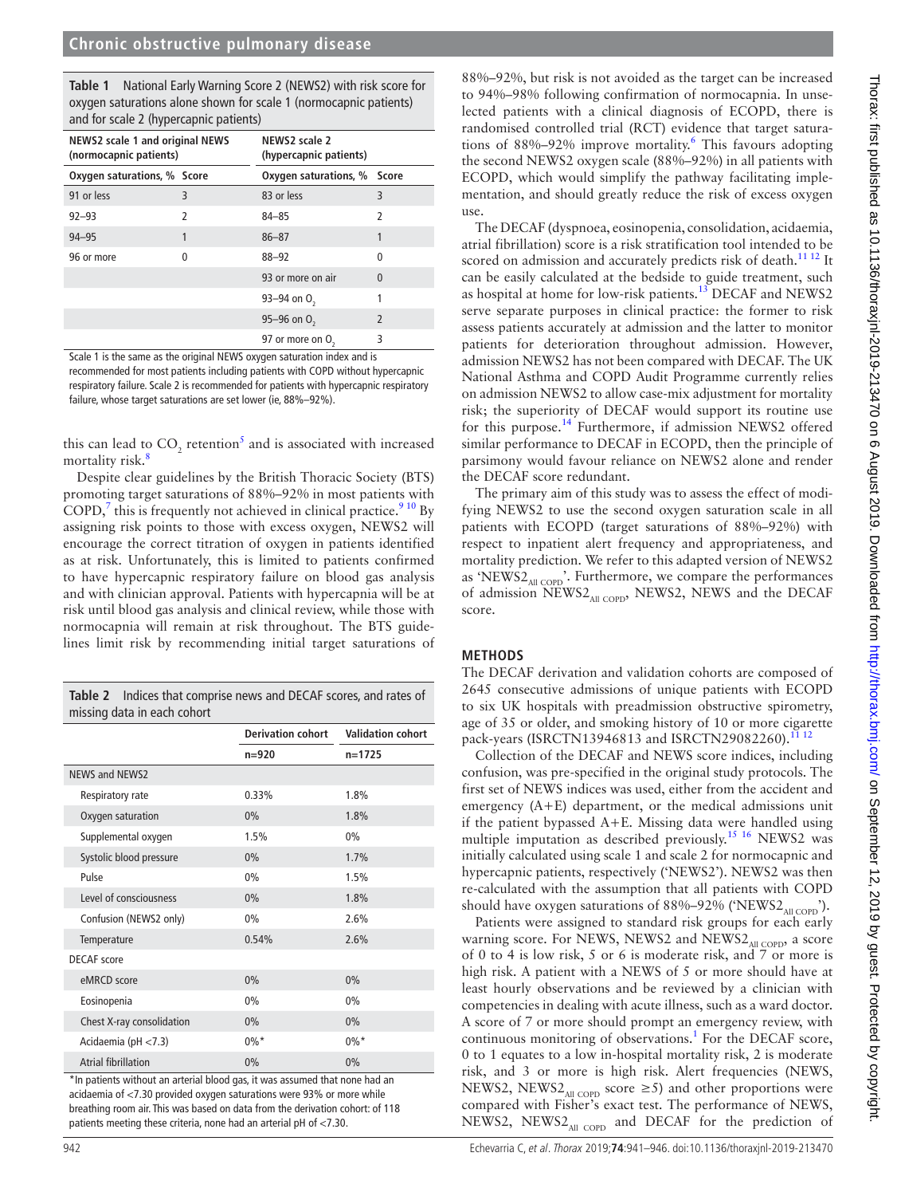**Table 1** National Early Warning Score 2 (NEWS2) with risk score for oxygen saturations alone shown for scale 1 (normocapnic patients) and for scale 2 (hypercapnic patients)

| NEWS2 scale 1 and original NEWS (normocapnic patients) | | NEWS2 scale 2 (hypercapnic patients) | |
|---|---|---|---|
| Oxygen saturations, % | Score | Oxygen saturations, % | Score |
| 91 or less | 3 | 83 or less | 3 |
| 92–93 | 2 | 84–85 | 2 |
| 94–95 | 1 | 86–87 | 1 |
| 96 or more | 0 | 88–92 | 0 |
| | | 93 or more on air | 0 |
| | | 93–94 on $O_2$ | 1 |
| | | 95–96 on $O_2$ | 2 |
| | | 97 or more on $O_2$ | 3 |

Scale 1 is the same as the original NEWS oxygen saturation index and is recommended for most patients including patients with COPD without hypercapnic respiratory failure. Scale 2 is recommended for patients with hypercapnic respiratory failure, whose target saturations are set lower (ie, 88%–92%).

this can lead to $CO_2$ retention[5] and is associated with increased mortality risk.[8]

Despite clear guidelines by the British Thoracic Society (BTS) promoting target saturations of 88%–92% in most patients with COPD,[7] this is frequently not achieved in clinical practice.[9,10] By assigning risk points to those with excess oxygen, NEWS2 will encourage the correct titration of oxygen in patients identified as at risk. Unfortunately, this is limited to patients confirmed to have hypercapnic respiratory failure on blood gas analysis and with clinician approval. Patients with hypercapnia will be at risk until blood gas analysis and clinical review, while those with normocapnia will remain at risk throughout. The BTS guidelines limit risk by recommending initial target saturations of 88%–92%, but risk is not avoided as the target can be increased to 94%–98% following confirmation of normocapnia. In unselected patients with a clinical diagnosis of ECOPD, there is randomised controlled trial (RCT) evidence that target saturations of 88%–92% improve mortality.[6] This favours adopting the second NEWS2 oxygen scale (88%–92%) in all patients with ECOPD, which would simplify the pathway facilitating implementation, and should greatly reduce the risk of excess oxygen use.

The DECAF (dyspnoea, eosinopenia, consolidation, acidaemia, atrial fibrillation) score is a risk stratification tool intended to be scored on admission and accurately predicts risk of death.[11,12] It can be easily calculated at the bedside to guide treatment, such as hospital at home for low-risk patients.[13] DECAF and NEWS2 serve separate purposes in clinical practice: the former to risk assess patients accurately at admission and the latter to monitor patients for deterioration throughout admission. However, admission NEWS2 has not been compared with DECAF. The UK National Asthma and COPD Audit Programme currently relies on admission NEWS2 to allow case-mix adjustment for mortality risk; the superiority of DECAF would support its routine use for this purpose.[14] Furthermore, if admission NEWS2 offered similar performance to DECAF in ECOPD, then the principle of parsimony would favour reliance on NEWS2 alone and render the DECAF score redundant.

The primary aim of this study was to assess the effect of modifying NEWS2 to use the second oxygen saturation scale in all patients with ECOPD (target saturations of 88%–92%) with respect to inpatient alert frequency and appropriateness, and mortality prediction. We refer to this adapted version of NEWS2 as '$NEWS2_{All\ COPD}$'. Furthermore, we compare the performances of admission $NEWS2_{All\ COPD}$, NEWS2, NEWS and the DECAF score.

**Table 2** Indices that comprise news and DECAF scores, and rates of missing data in each cohort

| | Derivation cohort | Validation cohort |
|---|---|---|
| | n=920 | n=1725 |
| NEWS and NEWS2 | | |
| Respiratory rate | 0.33% | 1.8% |
| Oxygen saturation | 0% | 1.8% |
| Supplemental oxygen | 1.5% | 0% |
| Systolic blood pressure | 0% | 1.7% |
| Pulse | 0% | 1.5% |
| Level of consciousness | 0% | 1.8% |
| Confusion (NEWS2 only) | 0% | 2.6% |
| Temperature | 0.54% | 2.6% |
| DECAF score | | |
| eMRCD score | 0% | 0% |
| Eosinopenia | 0% | 0% |
| Chest X-ray consolidation | 0% | 0% |
| Acidaemia (pH <7.3) | 0%* | 0%* |
| Atrial fibrillation | 0% | 0% |

*In patients without an arterial blood gas, it was assumed that none had an acidaemia of <7.30 provided oxygen saturations were 93% or more while breathing room air. This was based on data from the derivation cohort: of 118 patients meeting these criteria, none had an arterial pH of <7.30.

## METHODS

The DECAF derivation and validation cohorts are composed of 2645 consecutive admissions of unique patients with ECOPD to six UK hospitals with preadmission obstructive spirometry, age of 35 or older, and smoking history of 10 or more cigarette pack-years (ISRCTN13946813 and ISRCTN29082260).[11,12]

Collection of the DECAF and NEWS score indices, including confusion, was pre-specified in the original study protocols. The first set of NEWS indices was used, either from the accident and emergency (A+E) department, or the medical admissions unit if the patient bypassed A+E. Missing data were handled using multiple imputation as described previously.[15,16] NEWS2 was initially calculated using scale 1 and scale 2 for normocapnic and hypercapnic patients, respectively ('NEWS2'). NEWS2 was then re-calculated with the assumption that all patients with COPD should have oxygen saturations of 88%–92% ('$NEWS2_{All\ COPD}$').

Patients were assigned to standard risk groups for each early warning score. For NEWS, NEWS2 and $NEWS2_{All\ COPD}$, a score of 0 to 4 is low risk, 5 or 6 is moderate risk, and 7 or more is high risk. A patient with a NEWS of 5 or more should have at least hourly observations and be reviewed by a clinician with competencies in dealing with acute illness, such as a ward doctor. A score of 7 or more should prompt an emergency review, with continuous monitoring of observations.[1] For the DECAF score, 0 to 1 equates to a low in-hospital mortality risk, 2 is moderate risk, and 3 or more is high risk. Alert frequencies (NEWS, NEWS2, $NEWS2_{All\ COPD}$ score ≥5) and other proportions were compared with Fisher's exact test. The performance of NEWS, NEWS2, $NEWS2_{All\ COPD}$ and DECAF for the prediction of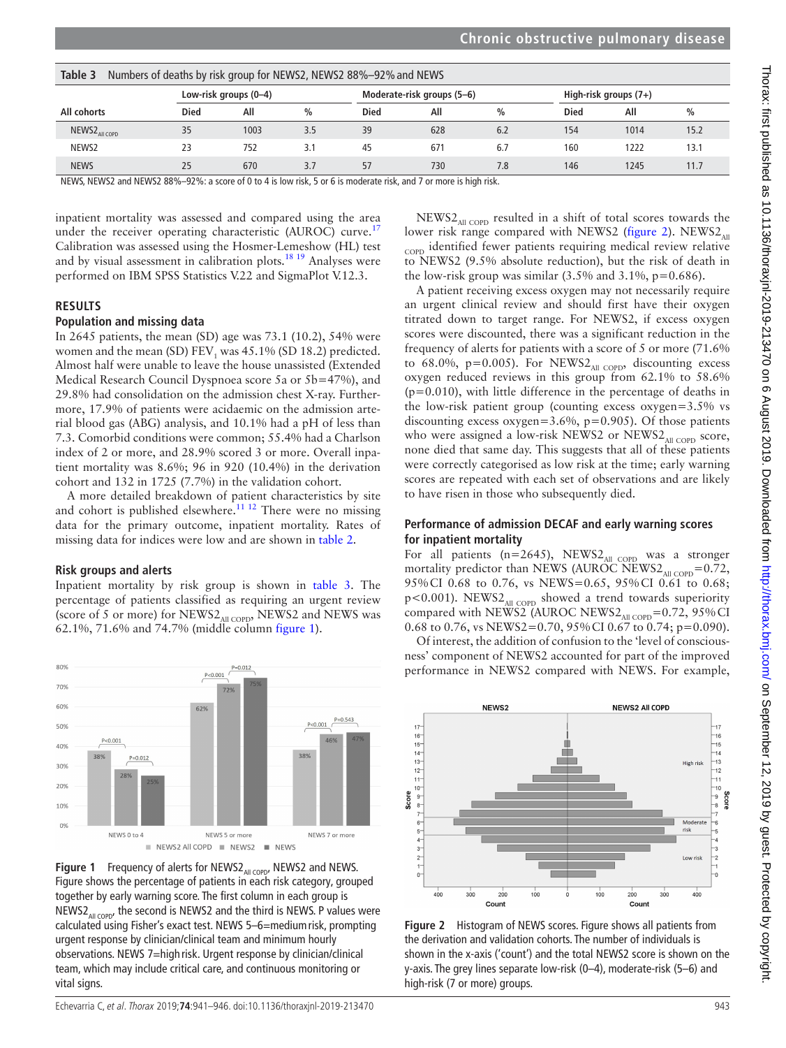**Table 3** Numbers of deaths by risk group for NEWS2, NEWS2 88%–92% and NEWS

| All cohorts | Low-risk groups (0–4) | | | Moderate-risk groups (5–6) | | | High-risk groups (7+) | | |
|---|---|---|---|---|---|---|---|---|---|
| | Died | All | % | Died | All | % | Died | All | % |
| $NEWS2_{All\ COPD}$ | 35 | 1003 | 3.5 | 39 | 628 | 6.2 | 154 | 1014 | 15.2 |
| NEWS2 | 23 | 752 | 3.1 | 45 | 671 | 6.7 | 160 | 1222 | 13.1 |
| NEWS | 25 | 670 | 3.7 | 57 | 730 | 7.8 | 146 | 1245 | 11.7 |

NEWS, NEWS2 and NEWS2 88%–92%: a score of 0 to 4 is low risk, 5 or 6 is moderate risk, and 7 or more is high risk.

inpatient mortality was assessed and compared using the area under the receiver operating characteristic (AUROC) curve.[17] Calibration was assessed using the Hosmer-Lemeshow (HL) test and by visual assessment in calibration plots.[18 19] Analyses were performed on IBM SPSS Statistics V.22 and SigmaPlot V.12.3.

## RESULTS

### Population and missing data

In 2645 patients, the mean (SD) age was 73.1 (10.2), 54% were women and the mean (SD) $FEV_1$ was 45.1% (SD 18.2) predicted. Almost half were unable to leave the house unassisted (Extended Medical Research Council Dyspnoea score 5a or 5b=47%), and 29.8% had consolidation on the admission chest X-ray. Furthermore, 17.9% of patients were acidaemic on the admission arterial blood gas (ABG) analysis, and 10.1% had a pH of less than 7.3. Comorbid conditions were common; 55.4% had a Charlson index of 2 or more, and 28.9% scored 3 or more. Overall inpatient mortality was 8.6%; 96 in 920 (10.4%) in the derivation cohort and 132 in 1725 (7.7%) in the validation cohort.

A more detailed breakdown of patient characteristics by site and cohort is published elsewhere.[11 12] There were no missing data for the primary outcome, inpatient mortality. Rates of missing data for indices were low and are shown in table 2.

### Risk groups and alerts

Inpatient mortality by risk group is shown in table 3. The percentage of patients classified as requiring an urgent review (score of 5 or more) for $NEWS2_{All\ COPD}$, NEWS2 and NEWS was 62.1%, 71.6% and 74.7% (middle column figure 1).

**Figure 1** Frequency of alerts for $NEWS2_{All\ COPD}$, NEWS2 and NEWS. Figure shows the percentage of patients in each risk category, grouped together by early warning score. The first column in each group is $NEWS2_{All\ COPD}$, the second is NEWS2 and the third is NEWS. P values were calculated using Fisher's exact test. NEWS 5–6=medium risk, prompting urgent response by clinician/clinical team and minimum hourly observations. NEWS 7=high risk. Urgent response by clinician/clinical team, which may include critical care, and continuous monitoring or vital signs.

$NEWS2_{All\ COPD}$ resulted in a shift of total scores towards the lower risk range compared with NEWS2 (figure 2). $NEWS2_{All\ COPD}$ identified fewer patients requiring medical review relative to NEWS2 (9.5% absolute reduction), but the risk of death in the low-risk group was similar (3.5% and 3.1%, p=0.686).

A patient receiving excess oxygen may not necessarily require an urgent clinical review and should first have their oxygen titrated down to target range. For NEWS2, if excess oxygen scores were discounted, there was a significant reduction in the frequency of alerts for patients with a score of 5 or more (71.6% to 68.0%, p=0.005). For $NEWS2_{All\ COPD}$, discounting excess oxygen reduced reviews in this group from 62.1% to 58.6% (p=0.010), with little difference in the percentage of deaths in the low-risk patient group (counting excess oxygen=3.5% vs discounting excess oxygen=3.6%, p=0.905). Of those patients who were assigned a low-risk NEWS2 or $NEWS2_{All\ COPD}$ score, none died that same day. This suggests that all of these patients were correctly categorised as low risk at the time; early warning scores are repeated with each set of observations and are likely to have risen in those who subsequently died.

### Performance of admission DECAF and early warning scores for inpatient mortality

For all patients (n=2645), $NEWS2_{All\ COPD}$ was a stronger mortality predictor than NEWS (AUROC $NEWS2_{All\ COPD}$=0.72, 95% CI 0.68 to 0.76, vs NEWS=0.65, 95% CI 0.61 to 0.68; p<0.001). $NEWS2_{All\ COPD}$ showed a trend towards superiority compared with NEWS2 (AUROC $NEWS2_{All\ COPD}$=0.72, 95% CI 0.68 to 0.76, vs NEWS2=0.70, 95% CI 0.67 to 0.74; p=0.090).

Of interest, the addition of confusion to the 'level of consciousness' component of NEWS2 accounted for part of the improved performance in NEWS2 compared with NEWS. For example,

**Figure 2** Histogram of NEWS scores. Figure shows all patients from the derivation and validation cohorts. The number of individuals is shown in the x-axis ('count') and the total NEWS2 score is shown on the y-axis. The grey lines separate low-risk (0–4), moderate-risk (5–6) and high-risk (7 or more) groups.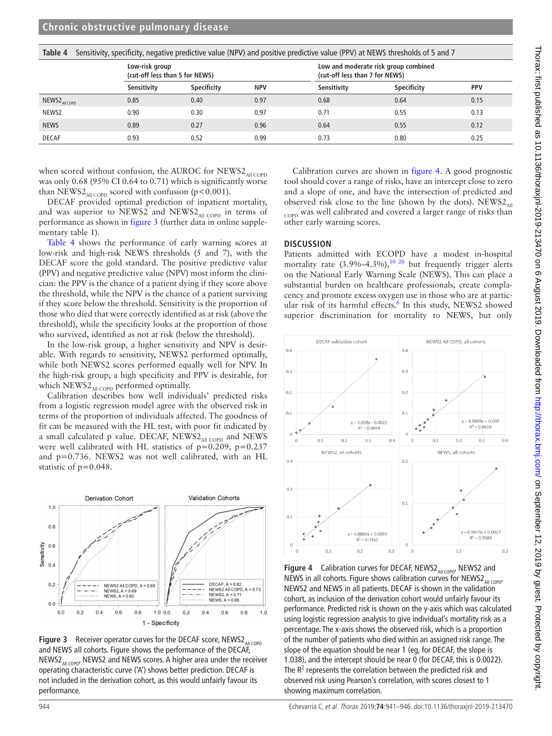**Table 4** Sensitivity, specificity, negative predictive value (NPV) and positive predictive value (PPV) at NEWS thresholds of 5 and 7

| | Low-risk group (cut-off less than 5 for NEWS) | | | Low and moderate risk group combined (cut-off less than 7 for NEWS) | | |
|---|---|---|---|---|---|---|
| | Sensitivity | Specificity | NPV | Sensitivity | Specificity | PPV |
| $NEWS2_{All\ COPD}$ | 0.85 | 0.40 | 0.97 | 0.68 | 0.64 | 0.15 |
| NEWS2 | 0.90 | 0.30 | 0.97 | 0.71 | 0.55 | 0.13 |
| NEWS | 0.89 | 0.27 | 0.96 | 0.64 | 0.55 | 0.12 |
| DECAF | 0.93 | 0.52 | 0.99 | 0.73 | 0.80 | 0.25 |

when scored without confusion, the AUROC for $NEWS2_{All\ COPD}$ was only 0.68 (95% CI 0.64 to 0.71) which is significantly worse than $NEWS2_{All\ COPD}$ scored with confusion ($p<0.001$).

DECAF provided optimal prediction of inpatient mortality, and was superior to NEWS2 and $NEWS2_{All\ COPD}$ in terms of performance as shown in figure 3 (further data in online supplementary table 1).

Table 4 shows the performance of early warning scores at low-risk and high-risk NEWS thresholds (5 and 7), with the DECAF score the gold standard. The positive predictive value (PPV) and negative predictive value (NPV) most inform the clinician: the PPV is the chance of a patient dying if they score above the threshold, while the NPV is the chance of a patient surviving if they score below the threshold. Sensitivity is the proportion of those who died that were correctly identified as at risk (above the threshold), while the specificity looks at the proportion of those who survived, identified as not at risk (below the threshold).

In the low-risk group, a higher sensitivity and NPV is desirable. With regards to sensitivity, NEWS2 performed optimally, while both NEWS2 scores performed equally well for NPV. In the high-risk group, a high specificity and PPV is desirable, for which $NEWS2_{All\ COPD}$ performed optimally.

Calibration describes how well individuals' predicted risks from a logistic regression model agree with the observed risk in terms of the proportion of individuals affected. The goodness of fit can be measured with the HL test, with poor fit indicated by a small calculated p value. DECAF, $NEWS2_{All\ COPD}$ and NEWS were well calibrated with HL statistics of $p=0.209$, $p=0.237$ and $p=0.736$. NEWS2 was not well calibrated, with an HL statistic of $p=0.048$.

**Figure 3** Receiver operator curves for the DECAF score, $NEWS2_{All\ COPD}$ and NEWS all cohorts. Figure shows the performance of the DECAF, $NEWS2_{All\ COPD}$, NEWS2 and NEWS scores. A higher area under the receiver operating characteristic curve ('A') shows better prediction. DECAF is not included in the derivation cohort, as this would unfairly favour its performance.

Calibration curves are shown in figure 4. A good prognostic tool should cover a range of risks, have an intercept close to zero and a slope of one, and have the intersection of predicted and observed risk close to the line (shown by the dots). $NEWS2_{All\ COPD}$ was well calibrated and covered a larger range of risks than other early warning scores.

## DISCUSSION

Patients admitted with ECOPD have a modest in-hospital mortality rate (3.9%–4.3%),[10,20] but frequently trigger alerts on the National Early Warning Scale (NEWS). This can place a substantial burden on healthcare professionals, create complacency and promote excess oxygen use in those who are at particular risk of its harmful effects.[6] In this study, NEWS2 showed superior discrimination for mortality to NEWS, but only

**Figure 4** Calibration curves for DECAF, $NEWS2_{All\ COPD}$, NEWS2 and NEWS in all cohorts. Figure shows calibration curves for $NEWS2_{All\ COPD}$, NEWS2 and NEWS in all patients. DECAF is shown in the validation cohort, as inclusion of the derivation cohort would unfairly favour its performance. Predicted risk is shown on the y-axis which was calculated using logistic regression analysis to give individual's mortality risk as a percentage. The x-axis shows the observed risk, which is a proportion of the number of patients who died within an assigned risk range. The slope of the equation should be near 1 (eg, for DECAF, the slope is 1.038), and the intercept should be near 0 (for DECAF, this is 0.0022). The $R^2$ represents the correlation between the predicted risk and observed risk using Pearson's correlation, with scores closest to 1 showing maximum correlation.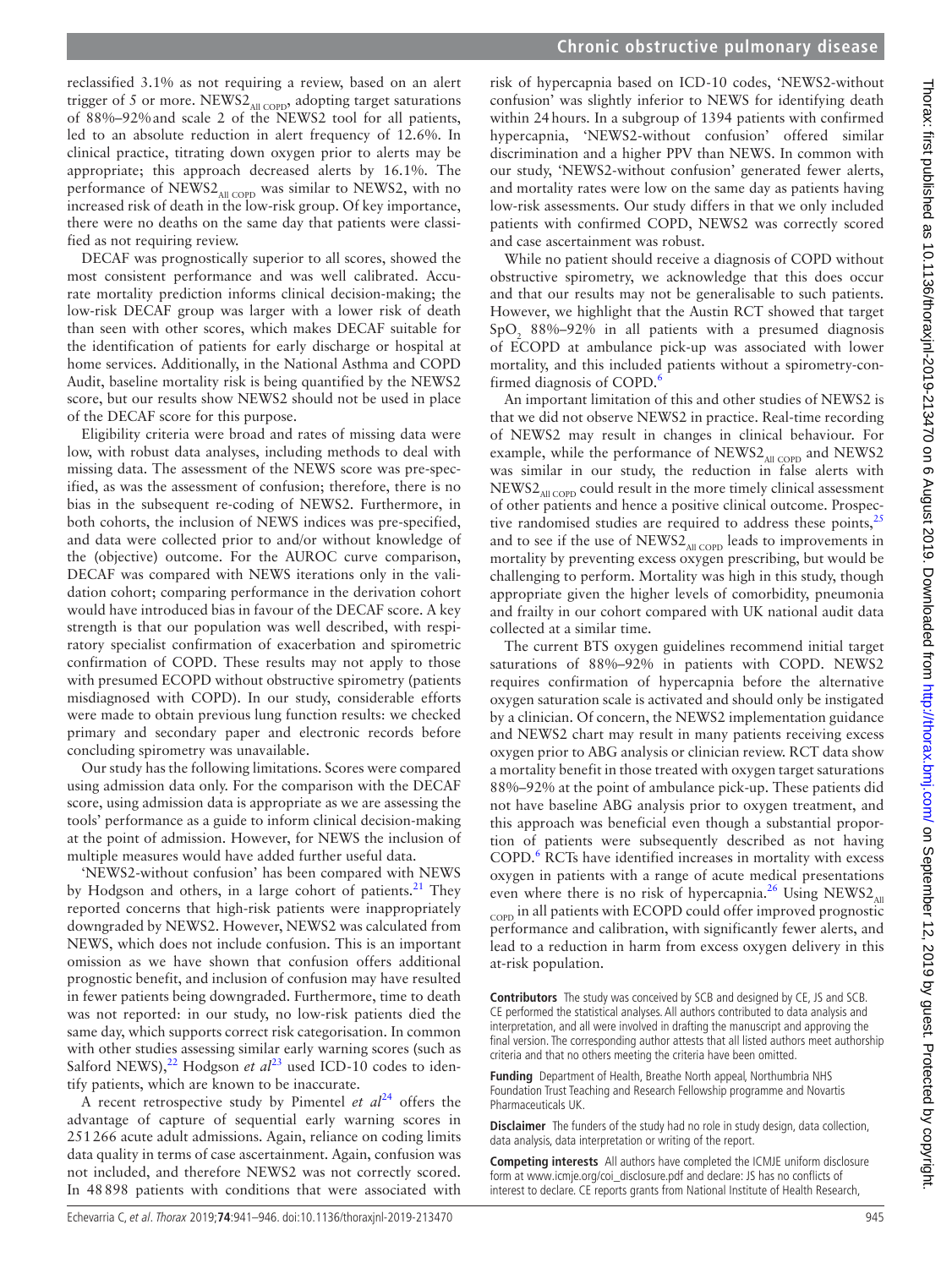reclassified 3.1% as not requiring a review, based on an alert trigger of 5 or more. $NEWS2_{All\ COPD}$, adopting target saturations of 88%–92% and scale 2 of the NEWS2 tool for all patients, led to an absolute reduction in alert frequency of 12.6%. In clinical practice, titrating down oxygen prior to alerts may be appropriate; this approach decreased alerts by 16.1%. The performance of $NEWS2_{All\ COPD}$ was similar to NEWS2, with no increased risk of death in the low-risk group. Of key importance, there were no deaths on the same day that patients were classified as not requiring review.

DECAF was prognostically superior to all scores, showed the most consistent performance and was well calibrated. Accurate mortality prediction informs clinical decision-making; the low-risk DECAF group was larger with a lower risk of death than seen with other scores, which makes DECAF suitable for the identification of patients for early discharge or hospital at home services. Additionally, in the National Asthma and COPD Audit, baseline mortality risk is being quantified by the NEWS2 score, but our results show NEWS2 should not be used in place of the DECAF score for this purpose.

Eligibility criteria were broad and rates of missing data were low, with robust data analyses, including methods to deal with missing data. The assessment of the NEWS score was pre-specified, as was the assessment of confusion; therefore, there is no bias in the subsequent re-coding of NEWS2. Furthermore, in both cohorts, the inclusion of NEWS indices was pre-specified, and data were collected prior to and/or without knowledge of the (objective) outcome. For the AUROC curve comparison, DECAF was compared with NEWS iterations only in the validation cohort; comparing performance in the derivation cohort would have introduced bias in favour of the DECAF score. A key strength is that our population was well described, with respiratory specialist confirmation of exacerbation and spirometric confirmation of COPD. These results may not apply to those with presumed ECOPD without obstructive spirometry (patients misdiagnosed with COPD). In our study, considerable efforts were made to obtain previous lung function results: we checked primary and secondary paper and electronic records before concluding spirometry was unavailable.

Our study has the following limitations. Scores were compared using admission data only. For the comparison with the DECAF score, using admission data is appropriate as we are assessing the tools' performance as a guide to inform clinical decision-making at the point of admission. However, for NEWS the inclusion of multiple measures would have added further useful data.

'NEWS2-without confusion' has been compared with NEWS by Hodgson and others, in a large cohort of patients.[21] They reported concerns that high-risk patients were inappropriately downgraded by NEWS2. However, NEWS2 was calculated from NEWS, which does not include confusion. This is an important omission as we have shown that confusion offers additional prognostic benefit, and inclusion of confusion may have resulted in fewer patients being downgraded. Furthermore, time to death was not reported: in our study, no low-risk patients died the same day, which supports correct risk categorisation. In common with other studies assessing similar early warning scores (such as Salford NEWS),[22] Hodgson *et al*[23] used ICD-10 codes to identify patients, which are known to be inaccurate.

A recent retrospective study by Pimentel *et al*[24] offers the advantage of capture of sequential early warning scores in 251 266 acute adult admissions. Again, reliance on coding limits data quality in terms of case ascertainment. Again, confusion was not included, and therefore NEWS2 was not correctly scored. In 48 898 patients with conditions that were associated with risk of hypercapnia based on ICD-10 codes, 'NEWS2-without confusion' was slightly inferior to NEWS for identifying death within 24 hours. In a subgroup of 1394 patients with confirmed hypercapnia, 'NEWS2-without confusion' offered similar discrimination and a higher PPV than NEWS. In common with our study, 'NEWS2-without confusion' generated fewer alerts, and mortality rates were low on the same day as patients having low-risk assessments. Our study differs in that we only included patients with confirmed COPD, NEWS2 was correctly scored and case ascertainment was robust.

While no patient should receive a diagnosis of COPD without obstructive spirometry, we acknowledge that this does occur and that our results may not be generalisable to such patients. However, we highlight that the Austin RCT showed that target $SpO_2$ 88%–92% in all patients with a presumed diagnosis of ECOPD at ambulance pick-up was associated with lower mortality, and this included patients without a spirometry-confirmed diagnosis of COPD.[6]

An important limitation of this and other studies of NEWS2 is that we did not observe NEWS2 in practice. Real-time recording of NEWS2 may result in changes in clinical behaviour. For example, while the performance of $NEWS2_{All\ COPD}$ and NEWS2 was similar in our study, the reduction in false alerts with $NEWS2_{All\ COPD}$ could result in the more timely clinical assessment of other patients and hence a positive clinical outcome. Prospective randomised studies are required to address these points,[25] and to see if the use of $NEWS2_{All\ COPD}$ leads to improvements in mortality by preventing excess oxygen prescribing, but would be challenging to perform. Mortality was high in this study, though appropriate given the higher levels of comorbidity, pneumonia and frailty in our cohort compared with UK national audit data collected at a similar time.

The current BTS oxygen guidelines recommend initial target saturations of 88%–92% in patients with COPD. NEWS2 requires confirmation of hypercapnia before the alternative oxygen saturation scale is activated and should only be instigated by a clinician. Of concern, the NEWS2 implementation guidance and NEWS2 chart may result in many patients receiving excess oxygen prior to ABG analysis or clinician review. RCT data show a mortality benefit in those treated with oxygen target saturations 88%–92% at the point of ambulance pick-up. These patients did not have baseline ABG analysis prior to oxygen treatment, and this approach was beneficial even though a substantial proportion of patients were subsequently described as not having COPD.[6] RCTs have identified increases in mortality with excess oxygen in patients with a range of acute medical presentations even where there is no risk of hypercapnia.[26] Using $NEWS2_{All\ COPD}$ in all patients with ECOPD could offer improved prognostic performance and calibration, with significantly fewer alerts, and lead to a reduction in harm from excess oxygen delivery in this at-risk population.

**Contributors** The study was conceived by SCB and designed by CE, JS and SCB. CE performed the statistical analyses. All authors contributed to data analysis and interpretation, and all were involved in drafting the manuscript and approving the final version. The corresponding author attests that all listed authors meet authorship criteria and that no others meeting the criteria have been omitted.

**Funding** Department of Health, Breathe North appeal, Northumbria NHS Foundation Trust Teaching and Research Fellowship programme and Novartis Pharmaceuticals UK.

**Disclaimer** The funders of the study had no role in study design, data collection, data analysis, data interpretation or writing of the report.

**Competing interests** All authors have completed the ICMJE uniform disclosure form at www.icmje.org/coi_disclosure.pdf and declare: JS has no conflicts of interest to declare. CE reports grants from National Institute of Health Research,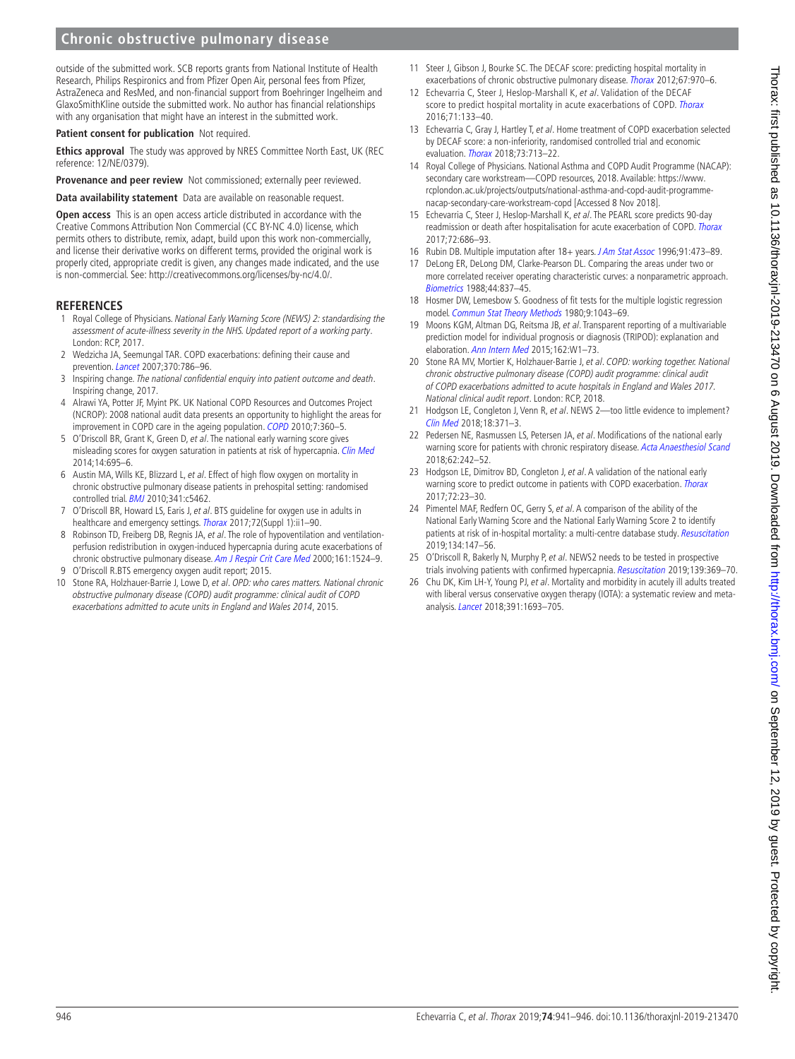outside of the submitted work. SCB reports grants from National Institute of Health Research, Philips Respironics and from Pfizer Open Air, personal fees from Pfizer, AstraZeneca and ResMed, and non-financial support from Boehringer Ingelheim and GlaxoSmithKline outside the submitted work. No author has financial relationships with any organisation that might have an interest in the submitted work.

**Patient consent for publication** Not required.

**Ethics approval** The study was approved by NRES Committee North East, UK (REC reference: 12/NE/0379).

**Provenance and peer review** Not commissioned; externally peer reviewed.

**Data availability statement** Data are available on reasonable request.

**Open access** This is an open access article distributed in accordance with the Creative Commons Attribution Non Commercial (CC BY-NC 4.0) license, which permits others to distribute, remix, adapt, build upon this work non-commercially, and license their derivative works on different terms, provided the original work is properly cited, appropriate credit is given, any changes made indicated, and the use is non-commercial. See: http://creativecommons.org/licenses/by-nc/4.0/.

## REFERENCES

1. Royal College of Physicians. *National Early Warning Score (NEWS) 2: standardising the assessment of acute-illness severity in the NHS. Updated report of a working party*. London: RCP, 2017.
2. Wedzicha JA, Seemungal TAR. COPD exacerbations: defining their cause and prevention. *Lancet* 2007;370:786–96.
3. Inspiring change. *The national confidential enquiry into patient outcome and death*. Inspiring change, 2017.
4. Alrawi YA, Potter JF, Myint PK. UK National COPD Resources and Outcomes Project (NCROP): 2008 national audit data presents an opportunity to highlight the areas for improvement in COPD care in the ageing population. *COPD* 2010;7:360–5.
5. O'Driscoll BR, Grant K, Green D, *et al*. The national early warning score gives misleading scores for oxygen saturation in patients at risk of hypercapnia. *Clin Med* 2014;14:695–6.
6. Austin MA, Wills KE, Blizzard L, *et al*. Effect of high flow oxygen on mortality in chronic obstructive pulmonary disease patients in prehospital setting: randomised controlled trial. *BMJ* 2010;341:c5462.
7. O'Driscoll BR, Howard LS, Earis J, *et al*. BTS guideline for oxygen use in adults in healthcare and emergency settings. *Thorax* 2017;72(Suppl 1):ii1–90.
8. Robinson TD, Freiberg DB, Regnis JA, *et al*. The role of hypoventilation and ventilation-perfusion redistribution in oxygen-induced hypercapnia during acute exacerbations of chronic obstructive pulmonary disease. *Am J Respir Crit Care Med* 2000;161:1524–9.
9. O'Driscoll R.BTS emergency oxygen audit report; 2015.
10. Stone RA, Holzhauer-Barrie J, Lowe D, *et al*. *OPD: who cares matters. National chronic obstructive pulmonary disease (COPD) audit programme: clinical audit of COPD exacerbations admitted to acute units in England and Wales 2014*, 2015.
11. Steer J, Gibson J, Bourke SC. The DECAF score: predicting hospital mortality in exacerbations of chronic obstructive pulmonary disease. *Thorax* 2012;67:970–6.
12. Echevarria C, Steer J, Heslop-Marshall K, *et al*. Validation of the DECAF score to predict hospital mortality in acute exacerbations of COPD. *Thorax* 2016;71:133–40.
13. Echevarria C, Gray J, Hartley T, *et al*. Home treatment of COPD exacerbation selected by DECAF score: a non-inferiority, randomised controlled trial and economic evaluation. *Thorax* 2018;73:713–22.
14. Royal College of Physicians. National Asthma and COPD Audit Programme (NACAP): secondary care workstream—COPD resources, 2018. Available: https://www.rcplondon.ac.uk/projects/outputs/national-asthma-and-copd-audit-programme-nacap-secondary-care-workstream-copd [Accessed 8 Nov 2018].
15. Echevarria C, Steer J, Heslop-Marshall K, *et al*. The PEARL score predicts 90-day readmission or death after hospitalisation for acute exacerbation of COPD. *Thorax* 2017;72:686–93.
16. Rubin DB. Multiple imputation after 18+ years. *J Am Stat Assoc* 1996;91:473–89.
17. DeLong ER, DeLong DM, Clarke-Pearson DL. Comparing the areas under two or more correlated receiver operating characteristic curves: a nonparametric approach. *Biometrics* 1988;44:837–45.
18. Hosmer DW, Lemesbow S. Goodness of fit tests for the multiple logistic regression model. *Commun Stat Theory Methods* 1980;9:1043–69.
19. Moons KGM, Altman DG, Reitsma JB, *et al*. Transparent reporting of a multivariable prediction model for individual prognosis or diagnosis (TRIPOD): explanation and elaboration. *Ann Intern Med* 2015;162:W1–73.
20. Stone RA MV, Mortier K, Holzhauer-Barrie J, *et al*. *COPD: working together. National chronic obstructive pulmonary disease (COPD) audit programme: clinical audit of COPD exacerbations admitted to acute hospitals in England and Wales 2017. National clinical audit report*. London: RCP, 2018.
21. Hodgson LE, Congleton J, Venn R, *et al*. NEWS 2—too little evidence to implement? *Clin Med* 2018;18:371–3.
22. Pedersen NE, Rasmussen LS, Petersen JA, *et al*. Modifications of the national early warning score for patients with chronic respiratory disease. *Acta Anaesthesiol Scand* 2018;62:242–52.
23. Hodgson LE, Dimitrov BD, Congleton J, *et al*. A validation of the national early warning score to predict outcome in patients with COPD exacerbation. *Thorax* 2017;72:23–30.
24. Pimentel MAF, Redfern OC, Gerry S, *et al*. A comparison of the ability of the National Early Warning Score and the National Early Warning Score 2 to identify patients at risk of in-hospital mortality: a multi-centre database study. *Resuscitation* 2019;134:147–56.
25. O'Driscoll R, Bakerly N, Murphy P, *et al*. NEWS2 needs to be tested in prospective trials involving patients with confirmed hypercapnia. *Resuscitation* 2019;139:369–70.
26. Chu DK, Kim LH-Y, Young PJ, *et al*. Mortality and morbidity in acutely ill adults treated with liberal versus conservative oxygen therapy (IOTA): a systematic review and meta-analysis. *Lancet* 2018;391:1693–705.